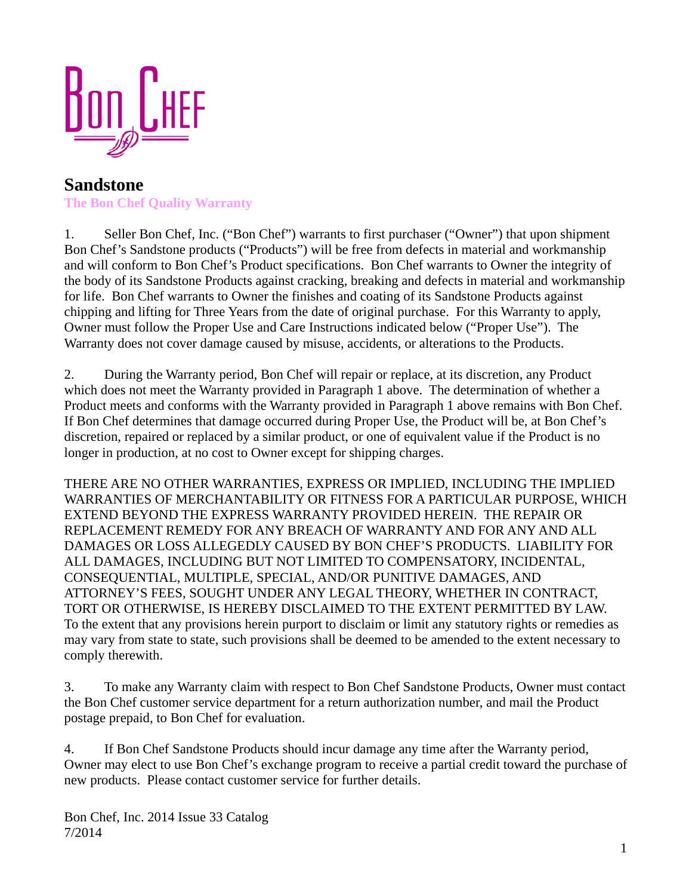Bon Chef

# Sandstone

**The Bon Chef Quality Warranty**

1. Seller Bon Chef, Inc. ("Bon Chef") warrants to first purchaser ("Owner") that upon shipment Bon Chef's Sandstone products ("Products") will be free from defects in material and workmanship and will conform to Bon Chef's Product specifications. Bon Chef warrants to Owner the integrity of the body of its Sandstone Products against cracking, breaking and defects in material and workmanship for life. Bon Chef warrants to Owner the finishes and coating of its Sandstone Products against chipping and lifting for Three Years from the date of original purchase. For this Warranty to apply, Owner must follow the Proper Use and Care Instructions indicated below ("Proper Use"). The Warranty does not cover damage caused by misuse, accidents, or alterations to the Products.

2. During the Warranty period, Bon Chef will repair or replace, at its discretion, any Product which does not meet the Warranty provided in Paragraph 1 above. The determination of whether a Product meets and conforms with the Warranty provided in Paragraph 1 above remains with Bon Chef. If Bon Chef determines that damage occurred during Proper Use, the Product will be, at Bon Chef's discretion, repaired or replaced by a similar product, or one of equivalent value if the Product is no longer in production, at no cost to Owner except for shipping charges.

THERE ARE NO OTHER WARRANTIES, EXPRESS OR IMPLIED, INCLUDING THE IMPLIED WARRANTIES OF MERCHANTABILITY OR FITNESS FOR A PARTICULAR PURPOSE, WHICH EXTEND BEYOND THE EXPRESS WARRANTY PROVIDED HEREIN. THE REPAIR OR REPLACEMENT REMEDY FOR ANY BREACH OF WARRANTY AND FOR ANY AND ALL DAMAGES OR LOSS ALLEGEDLY CAUSED BY BON CHEF'S PRODUCTS. LIABILITY FOR ALL DAMAGES, INCLUDING BUT NOT LIMITED TO COMPENSATORY, INCIDENTAL, CONSEQUENTIAL, MULTIPLE, SPECIAL, AND/OR PUNITIVE DAMAGES, AND ATTORNEY'S FEES, SOUGHT UNDER ANY LEGAL THEORY, WHETHER IN CONTRACT, TORT OR OTHERWISE, IS HEREBY DISCLAIMED TO THE EXTENT PERMITTED BY LAW. To the extent that any provisions herein purport to disclaim or limit any statutory rights or remedies as may vary from state to state, such provisions shall be deemed to be amended to the extent necessary to comply therewith.

3. To make any Warranty claim with respect to Bon Chef Sandstone Products, Owner must contact the Bon Chef customer service department for a return authorization number, and mail the Product postage prepaid, to Bon Chef for evaluation.

4. If Bon Chef Sandstone Products should incur damage any time after the Warranty period, Owner may elect to use Bon Chef's exchange program to receive a partial credit toward the purchase of new products. Please contact customer service for further details.

Bon Chef, Inc. 2014 Issue 33 Catalog
7/2014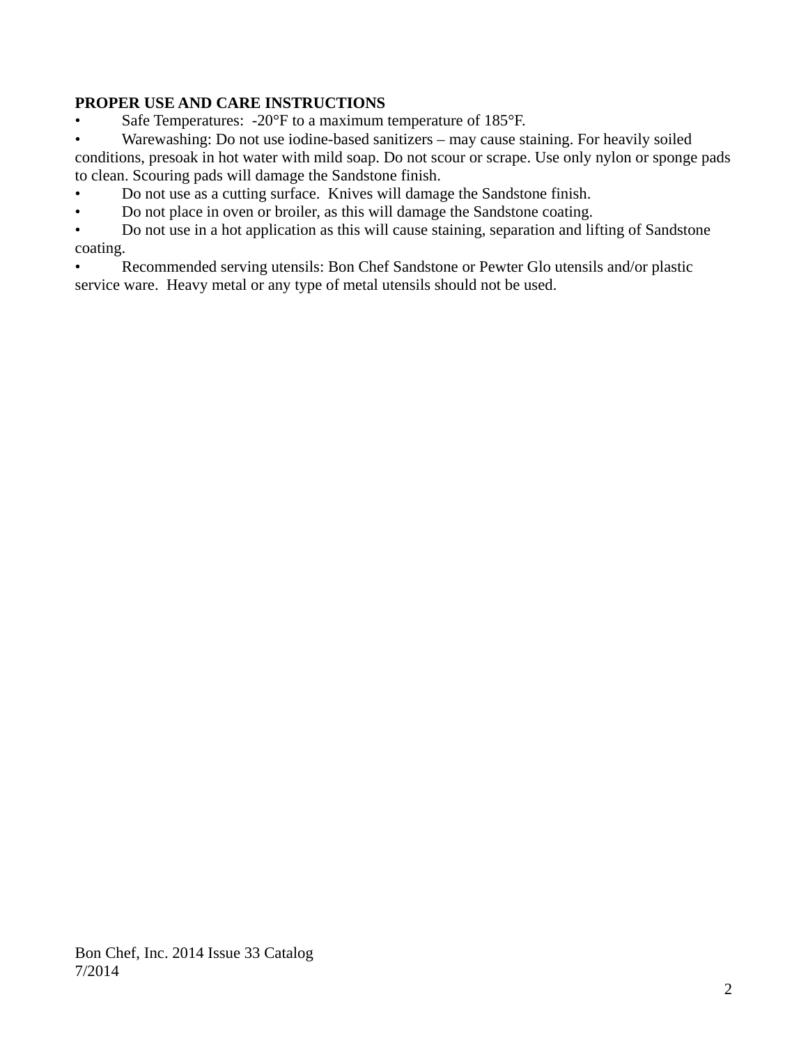**PROPER USE AND CARE INSTRUCTIONS**

- Safe Temperatures: -20°F to a maximum temperature of 185°F.
- Warewashing: Do not use iodine-based sanitizers – may cause staining. For heavily soiled conditions, presoak in hot water with mild soap. Do not scour or scrape. Use only nylon or sponge pads to clean. Scouring pads will damage the Sandstone finish.
- Do not use as a cutting surface. Knives will damage the Sandstone finish.
- Do not place in oven or broiler, as this will damage the Sandstone coating.
- Do not use in a hot application as this will cause staining, separation and lifting of Sandstone coating.
- Recommended serving utensils: Bon Chef Sandstone or Pewter Glo utensils and/or plastic service ware. Heavy metal or any type of metal utensils should not be used.